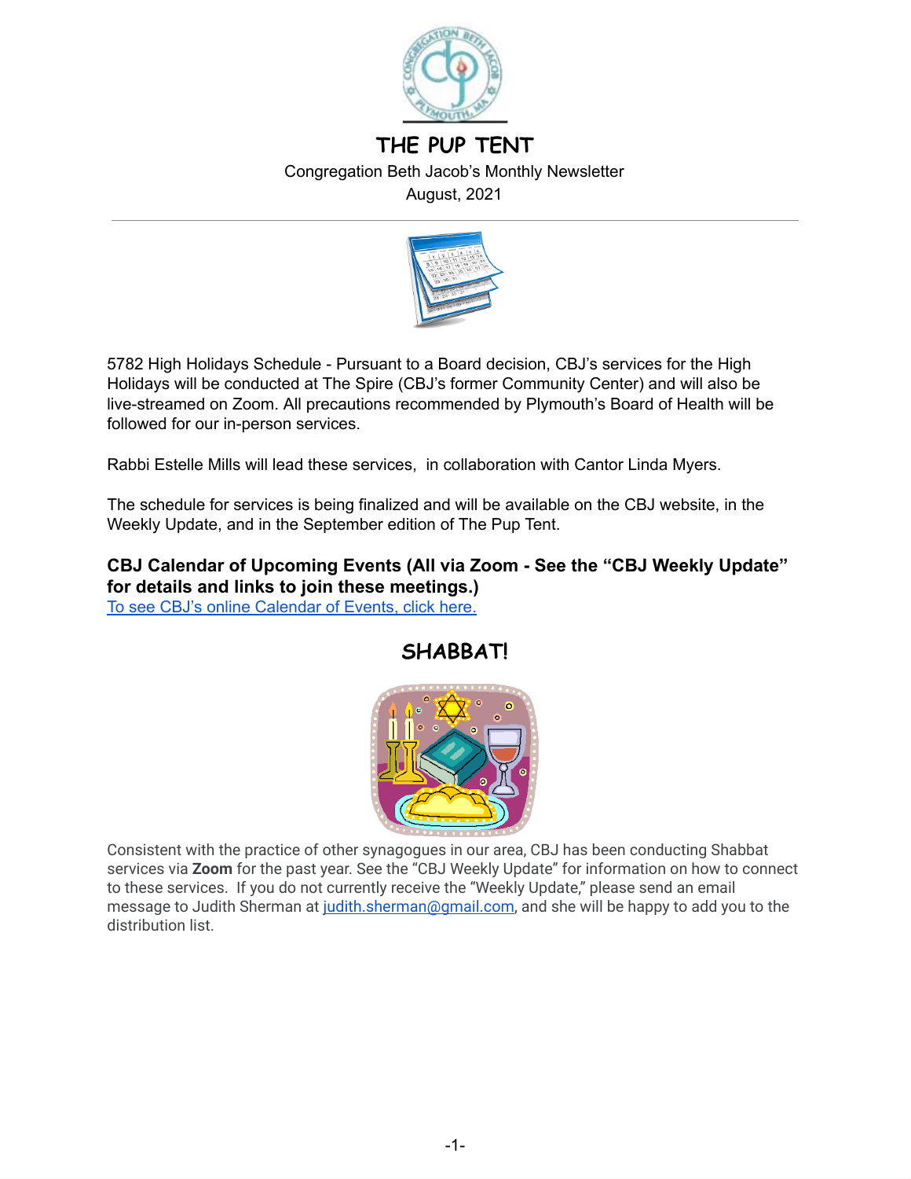# THE PUP TENT

Congregation Beth Jacob's Monthly Newsletter

August, 2021

---

5782 High Holidays Schedule - Pursuant to a Board decision, CBJ's services for the High Holidays will be conducted at The Spire (CBJ's former Community Center) and will also be live-streamed on Zoom. All precautions recommended by Plymouth's Board of Health will be followed for our in-person services.

Rabbi Estelle Mills will lead these services, in collaboration with Cantor Linda Myers.

The schedule for services is being finalized and will be available on the CBJ website, in the Weekly Update, and in the September edition of The Pup Tent.

**CBJ Calendar of Upcoming Events (All via Zoom - See the "CBJ Weekly Update" for details and links to join these meetings.)**

To see CBJ's online Calendar of Events, click here.

## SHABBAT!

Consistent with the practice of other synagogues in our area, CBJ has been conducting Shabbat services via **Zoom** for the past year. See the "CBJ Weekly Update" for information on how to connect to these services. If you do not currently receive the "Weekly Update," please send an email message to Judith Sherman at judith.sherman@gmail.com, and she will be happy to add you to the distribution list.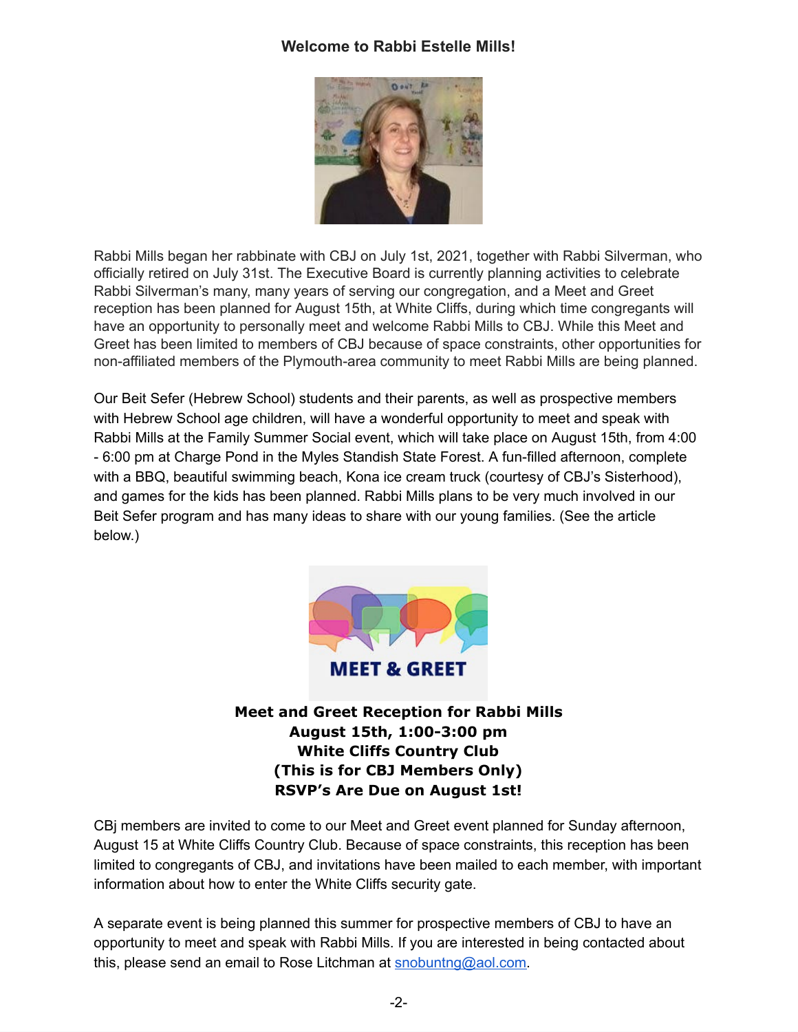## Welcome to Rabbi Estelle Mills!

Rabbi Mills began her rabbinate with CBJ on July 1st, 2021, together with Rabbi Silverman, who officially retired on July 31st. The Executive Board is currently planning activities to celebrate Rabbi Silverman's many, many years of serving our congregation, and a Meet and Greet reception has been planned for August 15th, at White Cliffs, during which time congregants will have an opportunity to personally meet and welcome Rabbi Mills to CBJ. While this Meet and Greet has been limited to members of CBJ because of space constraints, other opportunities for non-affiliated members of the Plymouth-area community to meet Rabbi Mills are being planned.

Our Beit Sefer (Hebrew School) students and their parents, as well as prospective members with Hebrew School age children, will have a wonderful opportunity to meet and speak with Rabbi Mills at the Family Summer Social event, which will take place on August 15th, from 4:00 - 6:00 pm at Charge Pond in the Myles Standish State Forest. A fun-filled afternoon, complete with a BBQ, beautiful swimming beach, Kona ice cream truck (courtesy of CBJ's Sisterhood), and games for the kids has been planned. Rabbi Mills plans to be very much involved in our Beit Sefer program and has many ideas to share with our young families. (See the article below.)

**Meet and Greet Reception for Rabbi Mills**
**August 15th, 1:00-3:00 pm**
**White Cliffs Country Club**
**(This is for CBJ Members Only)**
**RSVP's Are Due on August 1st!**

CBj members are invited to come to our Meet and Greet event planned for Sunday afternoon, August 15 at White Cliffs Country Club. Because of space constraints, this reception has been limited to congregants of CBJ, and invitations have been mailed to each member, with important information about how to enter the White Cliffs security gate.

A separate event is being planned this summer for prospective members of CBJ to have an opportunity to meet and speak with Rabbi Mills. If you are interested in being contacted about this, please send an email to Rose Litchman at snobuntng@aol.com.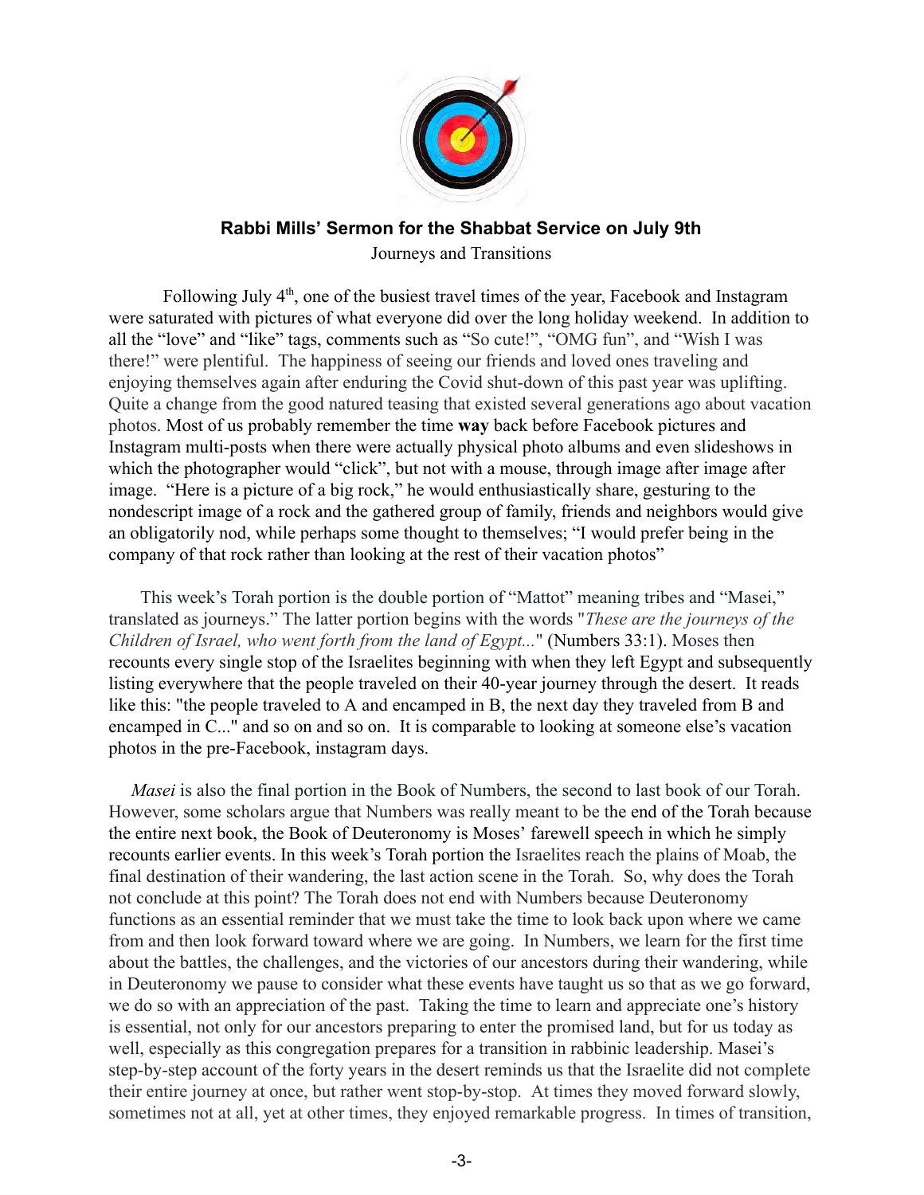**Rabbi Mills' Sermon for the Shabbat Service on July 9th**

Journeys and Transitions

Following July 4th, one of the busiest travel times of the year, Facebook and Instagram were saturated with pictures of what everyone did over the long holiday weekend. In addition to all the "love" and "like" tags, comments such as "So cute!", "OMG fun", and "Wish I was there!" were plentiful. The happiness of seeing our friends and loved ones traveling and enjoying themselves again after enduring the Covid shut-down of this past year was uplifting. Quite a change from the good natured teasing that existed several generations ago about vacation photos. Most of us probably remember the time **way** back before Facebook pictures and Instagram multi-posts when there were actually physical photo albums and even slideshows in which the photographer would "click", but not with a mouse, through image after image after image. "Here is a picture of a big rock," he would enthusiastically share, gesturing to the nondescript image of a rock and the gathered group of family, friends and neighbors would give an obligatorily nod, while perhaps some thought to themselves; "I would prefer being in the company of that rock rather than looking at the rest of their vacation photos"

This week's Torah portion is the double portion of "Mattot" meaning tribes and "Masei," translated as journeys." The latter portion begins with the words "*These are the journeys of the Children of Israel, who went forth from the land of Egypt...*" (Numbers 33:1). Moses then recounts every single stop of the Israelites beginning with when they left Egypt and subsequently listing everywhere that the people traveled on their 40-year journey through the desert. It reads like this: "the people traveled to A and encamped in B, the next day they traveled from B and encamped in C..." and so on and so on. It is comparable to looking at someone else's vacation photos in the pre-Facebook, instagram days.

*Masei* is also the final portion in the Book of Numbers, the second to last book of our Torah. However, some scholars argue that Numbers was really meant to be the end of the Torah because the entire next book, the Book of Deuteronomy is Moses' farewell speech in which he simply recounts earlier events. In this week's Torah portion the Israelites reach the plains of Moab, the final destination of their wandering, the last action scene in the Torah. So, why does the Torah not conclude at this point? The Torah does not end with Numbers because Deuteronomy functions as an essential reminder that we must take the time to look back upon where we came from and then look forward toward where we are going. In Numbers, we learn for the first time about the battles, the challenges, and the victories of our ancestors during their wandering, while in Deuteronomy we pause to consider what these events have taught us so that as we go forward, we do so with an appreciation of the past. Taking the time to learn and appreciate one's history is essential, not only for our ancestors preparing to enter the promised land, but for us today as well, especially as this congregation prepares for a transition in rabbinic leadership. Masei's step-by-step account of the forty years in the desert reminds us that the Israelite did not complete their entire journey at once, but rather went stop-by-stop. At times they moved forward slowly, sometimes not at all, yet at other times, they enjoyed remarkable progress. In times of transition,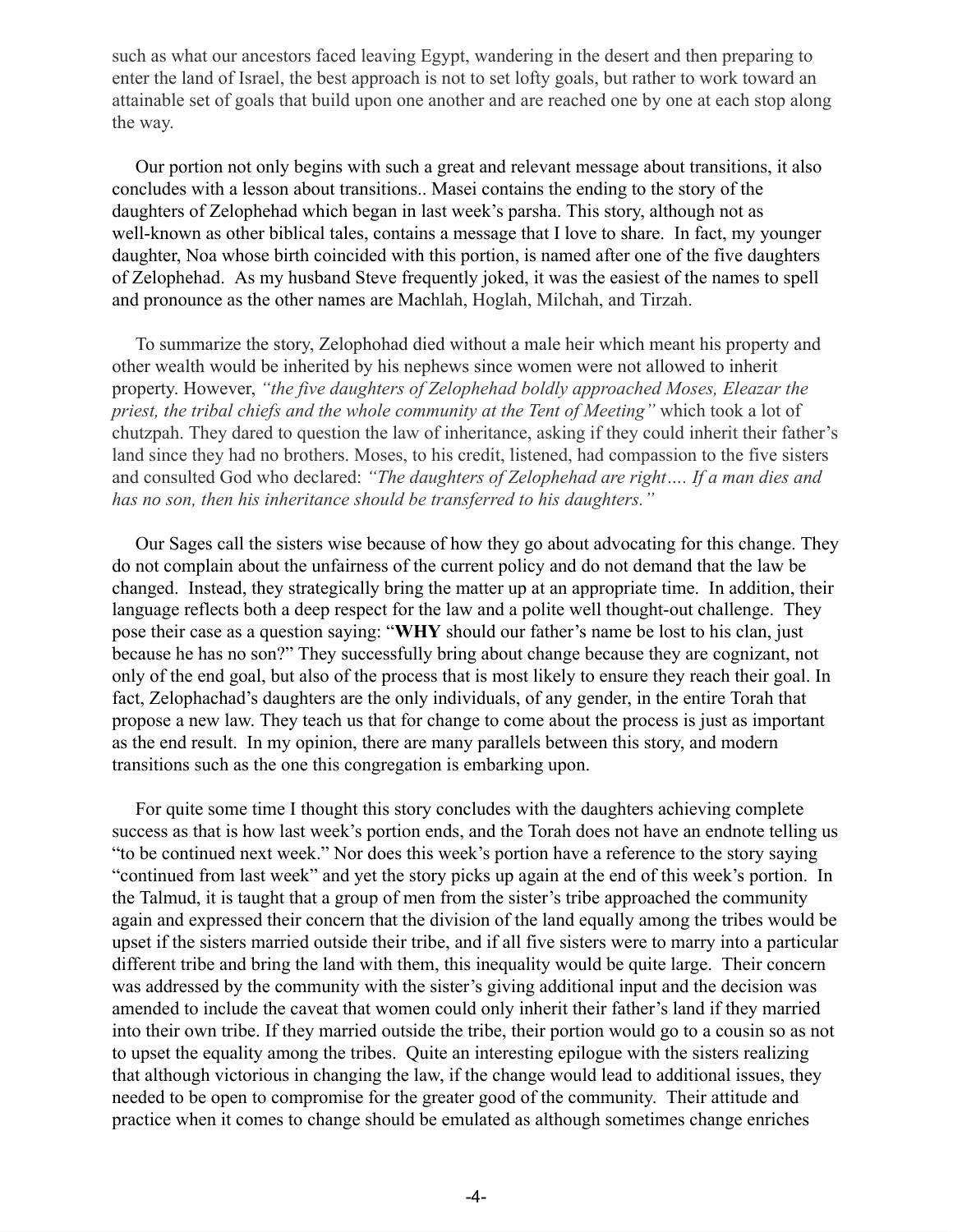such as what our ancestors faced leaving Egypt, wandering in the desert and then preparing to enter the land of Israel, the best approach is not to set lofty goals, but rather to work toward an attainable set of goals that build upon one another and are reached one by one at each stop along the way.

Our portion not only begins with such a great and relevant message about transitions, it also concludes with a lesson about transitions.. Masei contains the ending to the story of the daughters of Zelophehad which began in last week's parsha. This story, although not as well-known as other biblical tales, contains a message that I love to share. In fact, my younger daughter, Noa whose birth coincided with this portion, is named after one of the five daughters of Zelophehad. As my husband Steve frequently joked, it was the easiest of the names to spell and pronounce as the other names are Machlah, Hoglah, Milchah, and Tirzah.

To summarize the story, Zelophohad died without a male heir which meant his property and other wealth would be inherited by his nephews since women were not allowed to inherit property. However, *"the five daughters of Zelophehad boldly approached Moses, Eleazar the priest, the tribal chiefs and the whole community at the Tent of Meeting"* which took a lot of chutzpah. They dared to question the law of inheritance, asking if they could inherit their father's land since they had no brothers. Moses, to his credit, listened, had compassion to the five sisters and consulted God who declared: *"The daughters of Zelophehad are right…. If a man dies and has no son, then his inheritance should be transferred to his daughters."*

Our Sages call the sisters wise because of how they go about advocating for this change. They do not complain about the unfairness of the current policy and do not demand that the law be changed. Instead, they strategically bring the matter up at an appropriate time. In addition, their language reflects both a deep respect for the law and a polite well thought-out challenge. They pose their case as a question saying: "**WHY** should our father's name be lost to his clan, just because he has no son?" They successfully bring about change because they are cognizant, not only of the end goal, but also of the process that is most likely to ensure they reach their goal. In fact, Zelophachad's daughters are the only individuals, of any gender, in the entire Torah that propose a new law. They teach us that for change to come about the process is just as important as the end result. In my opinion, there are many parallels between this story, and modern transitions such as the one this congregation is embarking upon.

For quite some time I thought this story concludes with the daughters achieving complete success as that is how last week's portion ends, and the Torah does not have an endnote telling us "to be continued next week." Nor does this week's portion have a reference to the story saying "continued from last week" and yet the story picks up again at the end of this week's portion. In the Talmud, it is taught that a group of men from the sister's tribe approached the community again and expressed their concern that the division of the land equally among the tribes would be upset if the sisters married outside their tribe, and if all five sisters were to marry into a particular different tribe and bring the land with them, this inequality would be quite large. Their concern was addressed by the community with the sister's giving additional input and the decision was amended to include the caveat that women could only inherit their father's land if they married into their own tribe. If they married outside the tribe, their portion would go to a cousin so as not to upset the equality among the tribes. Quite an interesting epilogue with the sisters realizing that although victorious in changing the law, if the change would lead to additional issues, they needed to be open to compromise for the greater good of the community. Their attitude and practice when it comes to change should be emulated as although sometimes change enriches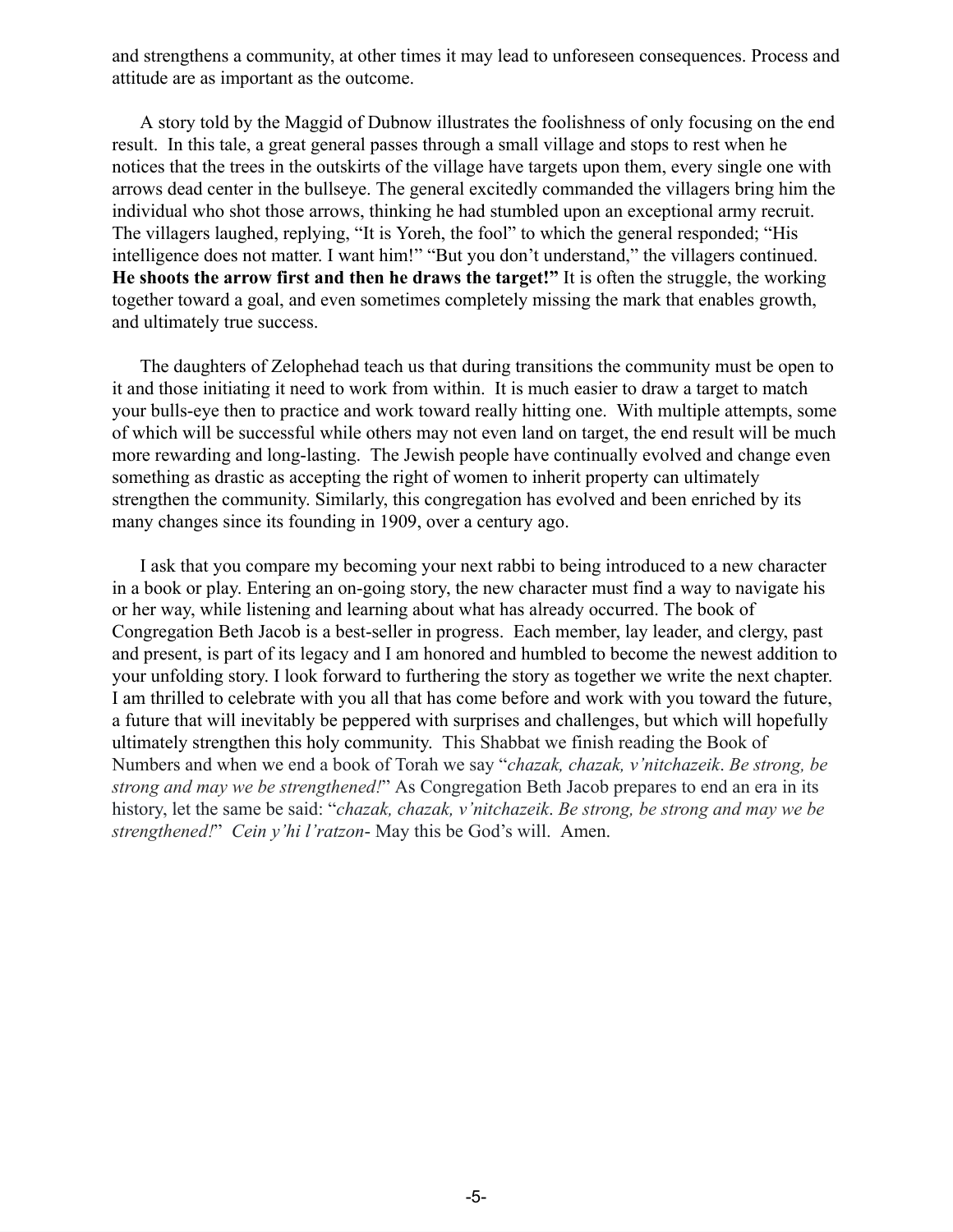and strengthens a community, at other times it may lead to unforeseen consequences. Process and attitude are as important as the outcome.

A story told by the Maggid of Dubnow illustrates the foolishness of only focusing on the end result. In this tale, a great general passes through a small village and stops to rest when he notices that the trees in the outskirts of the village have targets upon them, every single one with arrows dead center in the bullseye. The general excitedly commanded the villagers bring him the individual who shot those arrows, thinking he had stumbled upon an exceptional army recruit. The villagers laughed, replying, "It is Yoreh, the fool" to which the general responded; "His intelligence does not matter. I want him!" "But you don't understand," the villagers continued. **He shoots the arrow first and then he draws the target!"** It is often the struggle, the working together toward a goal, and even sometimes completely missing the mark that enables growth, and ultimately true success.

The daughters of Zelophehad teach us that during transitions the community must be open to it and those initiating it need to work from within. It is much easier to draw a target to match your bulls-eye then to practice and work toward really hitting one. With multiple attempts, some of which will be successful while others may not even land on target, the end result will be much more rewarding and long-lasting. The Jewish people have continually evolved and change even something as drastic as accepting the right of women to inherit property can ultimately strengthen the community. Similarly, this congregation has evolved and been enriched by its many changes since its founding in 1909, over a century ago.

I ask that you compare my becoming your next rabbi to being introduced to a new character in a book or play. Entering an on-going story, the new character must find a way to navigate his or her way, while listening and learning about what has already occurred. The book of Congregation Beth Jacob is a best-seller in progress. Each member, lay leader, and clergy, past and present, is part of its legacy and I am honored and humbled to become the newest addition to your unfolding story. I look forward to furthering the story as together we write the next chapter. I am thrilled to celebrate with you all that has come before and work with you toward the future, a future that will inevitably be peppered with surprises and challenges, but which will hopefully ultimately strengthen this holy community. This Shabbat we finish reading the Book of Numbers and when we end a book of Torah we say "*chazak, chazak, v'nitchazeik*. *Be strong, be strong and may we be strengthened!*" As Congregation Beth Jacob prepares to end an era in its history, let the same be said: "*chazak, chazak, v'nitchazeik*. *Be strong, be strong and may we be strengthened!*" *Cein y'hi l'ratzon*- May this be God's will. Amen.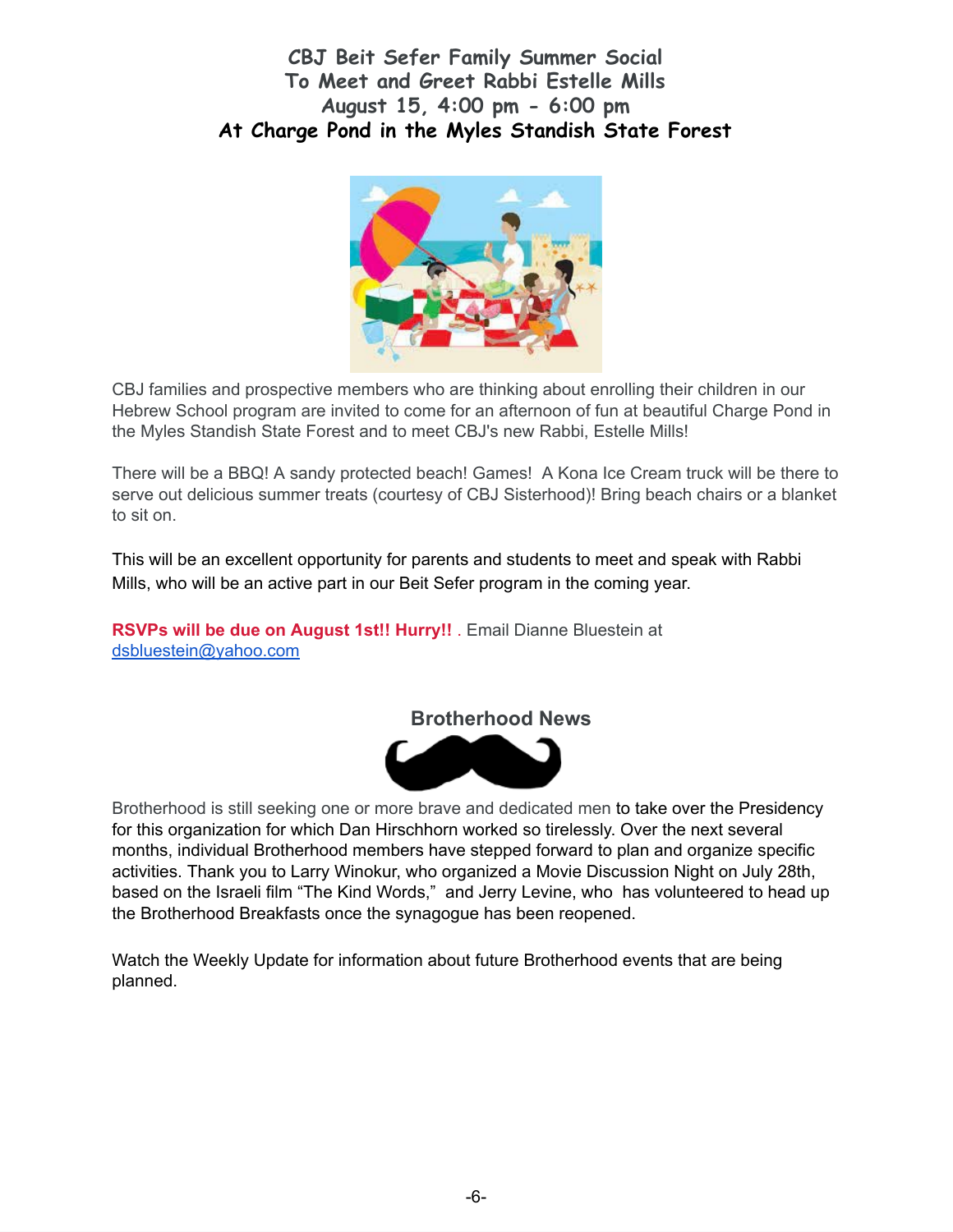## CBJ Beit Sefer Family Summer Social
## To Meet and Greet Rabbi Estelle Mills
## August 15, 4:00 pm - 6:00 pm
## At Charge Pond in the Myles Standish State Forest

CBJ families and prospective members who are thinking about enrolling their children in our Hebrew School program are invited to come for an afternoon of fun at beautiful Charge Pond in the Myles Standish State Forest and to meet CBJ's new Rabbi, Estelle Mills!

There will be a BBQ! A sandy protected beach! Games! A Kona Ice Cream truck will be there to serve out delicious summer treats (courtesy of CBJ Sisterhood)! Bring beach chairs or a blanket to sit on.

This will be an excellent opportunity for parents and students to meet and speak with Rabbi Mills, who will be an active part in our Beit Sefer program in the coming year.

**RSVPs will be due on August 1st!! Hurry!!** . Email Dianne Bluestein at dsbluestein@yahoo.com

## Brotherhood News

Brotherhood is still seeking one or more brave and dedicated men to take over the Presidency for this organization for which Dan Hirschhorn worked so tirelessly. Over the next several months, individual Brotherhood members have stepped forward to plan and organize specific activities. Thank you to Larry Winokur, who organized a Movie Discussion Night on July 28th, based on the Israeli film "The Kind Words," and Jerry Levine, who has volunteered to head up the Brotherhood Breakfasts once the synagogue has been reopened.

Watch the Weekly Update for information about future Brotherhood events that are being planned.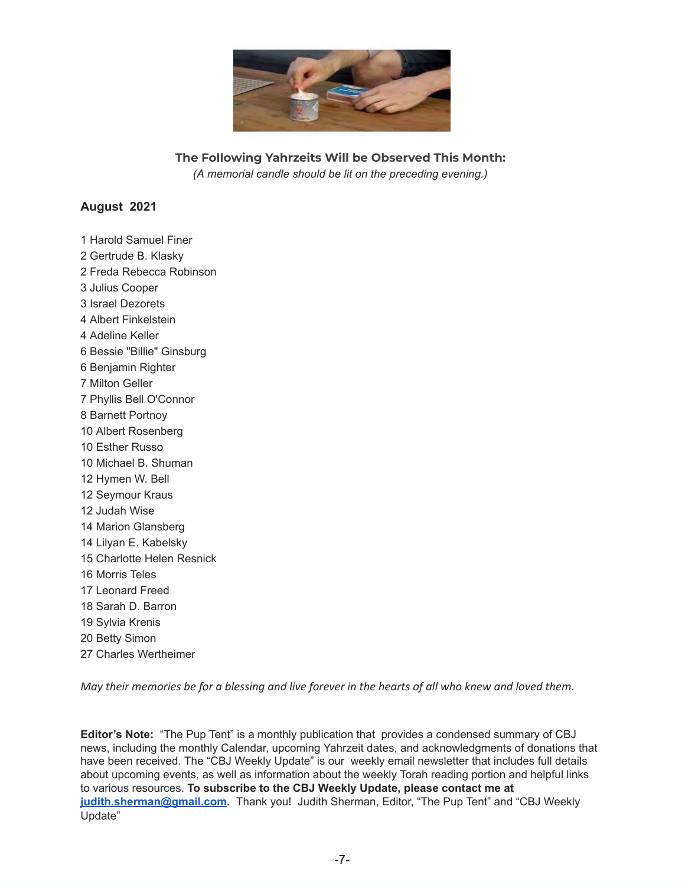**The Following Yahrzeits Will be Observed This Month:**

*(A memorial candle should be lit on the preceding evening.)*

**August 2021**

1 Harold Samuel Finer
2 Gertrude B. Klasky
2 Freda Rebecca Robinson
3 Julius Cooper
3 Israel Dezorets
4 Albert Finkelstein
4 Adeline Keller
6 Bessie "Billie" Ginsburg
6 Benjamin Righter
7 Milton Geller
7 Phyllis Bell O'Connor
8 Barnett Portnoy
10 Albert Rosenberg
10 Esther Russo
10 Michael B. Shuman
12 Hymen W. Bell
12 Seymour Kraus
12 Judah Wise
14 Marion Glansberg
14 Lilyan E. Kabelsky
15 Charlotte Helen Resnick
16 Morris Teles
17 Leonard Freed
18 Sarah D. Barron
19 Sylvia Krenis
20 Betty Simon
27 Charles Wertheimer

*May their memories be for a blessing and live forever in the hearts of all who knew and loved them.*

**Editor's Note:** "The Pup Tent" is a monthly publication that provides a condensed summary of CBJ news, including the monthly Calendar, upcoming Yahrzeit dates, and acknowledgments of donations that have been received. The "CBJ Weekly Update" is our weekly email newsletter that includes full details about upcoming events, as well as information about the weekly Torah reading portion and helpful links to various resources. **To subscribe to the CBJ Weekly Update, please contact me at [judith.sherman@gmail.com](mailto:judith.sherman@gmail.com).** Thank you! Judith Sherman, Editor, "The Pup Tent" and "CBJ Weekly Update"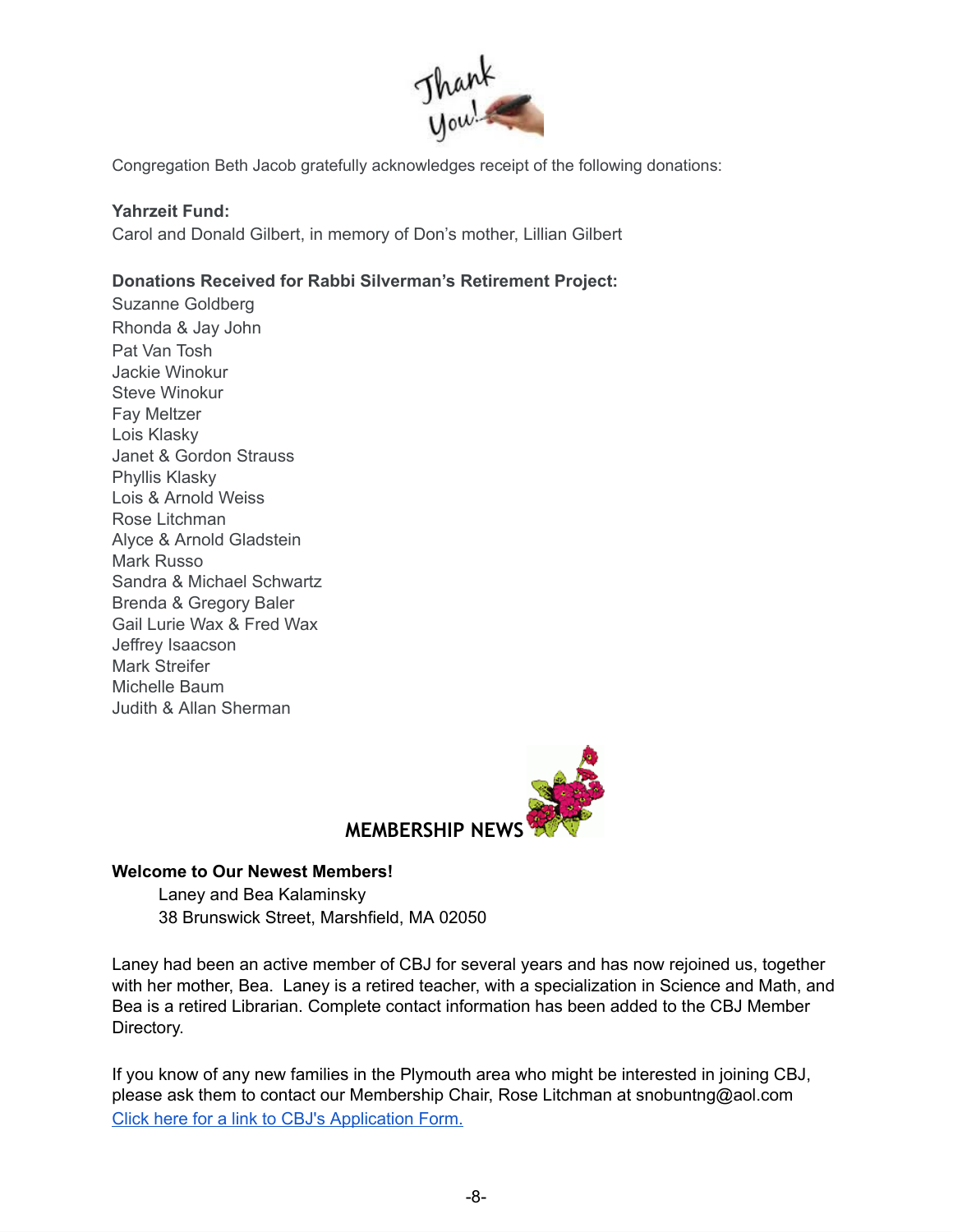Congregation Beth Jacob gratefully acknowledges receipt of the following donations:

**Yahrzeit Fund:**
Carol and Donald Gilbert, in memory of Don's mother, Lillian Gilbert

**Donations Received for Rabbi Silverman's Retirement Project:**
Suzanne Goldberg
Rhonda & Jay John
Pat Van Tosh
Jackie Winokur
Steve Winokur
Fay Meltzer
Lois Klasky
Janet & Gordon Strauss
Phyllis Klasky
Lois & Arnold Weiss
Rose Litchman
Alyce & Arnold Gladstein
Mark Russo
Sandra & Michael Schwartz
Brenda & Gregory Baler
Gail Lurie Wax & Fred Wax
Jeffrey Isaacson
Mark Streifer
Michelle Baum
Judith & Allan Sherman

## MEMBERSHIP NEWS

**Welcome to Our Newest Members!**

Laney and Bea Kalaminsky
38 Brunswick Street, Marshfield, MA 02050

Laney had been an active member of CBJ for several years and has now rejoined us, together with her mother, Bea. Laney is a retired teacher, with a specialization in Science and Math, and Bea is a retired Librarian. Complete contact information has been added to the CBJ Member Directory.

If you know of any new families in the Plymouth area who might be interested in joining CBJ, please ask them to contact our Membership Chair, Rose Litchman at snobuntng@aol.com
Click here for a link to CBJ's Application Form.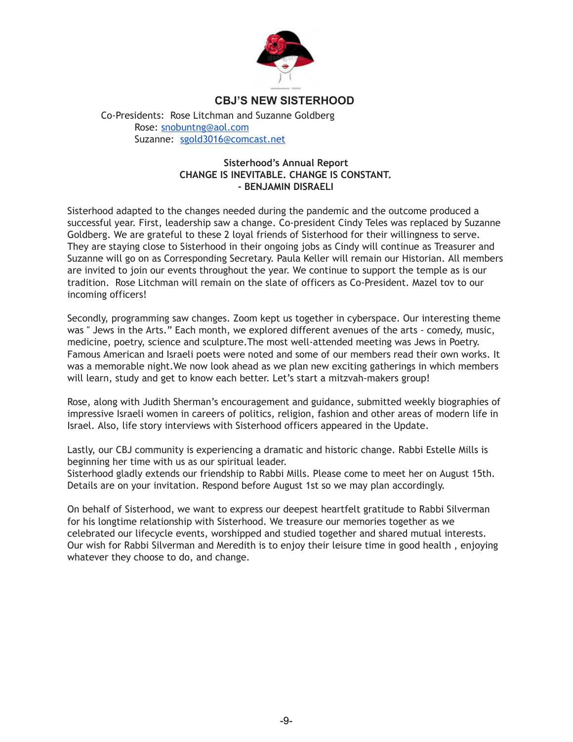## CBJ'S NEW SISTERHOOD

Co-Presidents: Rose Litchman and Suzanne Goldberg
Rose: snobuntng@aol.com
Suzanne: sgold3016@comcast.net

**Sisterhood's Annual Report**
**CHANGE IS INEVITABLE. CHANGE IS CONSTANT.**
**- BENJAMIN DISRAELI**

Sisterhood adapted to the changes needed during the pandemic and the outcome produced a successful year. First, leadership saw a change. Co-president Cindy Teles was replaced by Suzanne Goldberg. We are grateful to these 2 loyal friends of Sisterhood for their willingness to serve. They are staying close to Sisterhood in their ongoing jobs as Cindy will continue as Treasurer and Suzanne will go on as Corresponding Secretary. Paula Keller will remain our Historian. All members are invited to join our events throughout the year. We continue to support the temple as is our tradition. Rose Litchman will remain on the slate of officers as Co-President. Mazel tov to our incoming officers!

Secondly, programming saw changes. Zoom kept us together in cyberspace. Our interesting theme was " Jews in the Arts." Each month, we explored different avenues of the arts - comedy, music, medicine, poetry, science and sculpture.The most well-attended meeting was Jews in Poetry. Famous American and Israeli poets were noted and some of our members read their own works. It was a memorable night.We now look ahead as we plan new exciting gatherings in which members will learn, study and get to know each better. Let's start a mitzvah-makers group!

Rose, along with Judith Sherman's encouragement and guidance, submitted weekly biographies of impressive Israeli women in careers of politics, religion, fashion and other areas of modern life in Israel. Also, life story interviews with Sisterhood officers appeared in the Update.

Lastly, our CBJ community is experiencing a dramatic and historic change. Rabbi Estelle Mills is beginning her time with us as our spiritual leader.
Sisterhood gladly extends our friendship to Rabbi Mills. Please come to meet her on August 15th. Details are on your invitation. Respond before August 1st so we may plan accordingly.

On behalf of Sisterhood, we want to express our deepest heartfelt gratitude to Rabbi Silverman for his longtime relationship with Sisterhood. We treasure our memories together as we celebrated our lifecycle events, worshipped and studied together and shared mutual interests. Our wish for Rabbi Silverman and Meredith is to enjoy their leisure time in good health , enjoying whatever they choose to do, and change.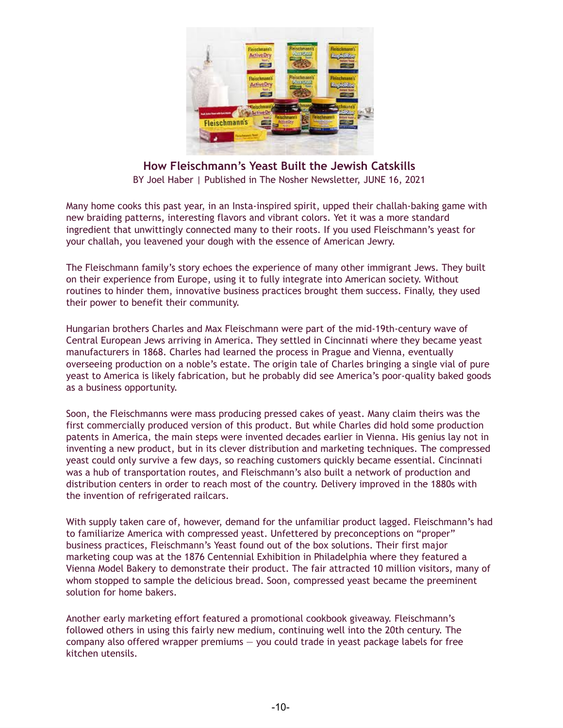## How Fleischmann's Yeast Built the Jewish Catskills

BY Joel Haber | Published in The Nosher Newsletter, JUNE 16, 2021

Many home cooks this past year, in an Insta-inspired spirit, upped their challah-baking game with new braiding patterns, interesting flavors and vibrant colors. Yet it was a more standard ingredient that unwittingly connected many to their roots. If you used Fleischmann's yeast for your challah, you leavened your dough with the essence of American Jewry.

The Fleischmann family's story echoes the experience of many other immigrant Jews. They built on their experience from Europe, using it to fully integrate into American society. Without routines to hinder them, innovative business practices brought them success. Finally, they used their power to benefit their community.

Hungarian brothers Charles and Max Fleischmann were part of the mid-19th-century wave of Central European Jews arriving in America. They settled in Cincinnati where they became yeast manufacturers in 1868. Charles had learned the process in Prague and Vienna, eventually overseeing production on a noble's estate. The origin tale of Charles bringing a single vial of pure yeast to America is likely fabrication, but he probably did see America's poor-quality baked goods as a business opportunity.

Soon, the Fleischmanns were mass producing pressed cakes of yeast. Many claim theirs was the first commercially produced version of this product. But while Charles did hold some production patents in America, the main steps were invented decades earlier in Vienna. His genius lay not in inventing a new product, but in its clever distribution and marketing techniques. The compressed yeast could only survive a few days, so reaching customers quickly became essential. Cincinnati was a hub of transportation routes, and Fleischmann's also built a network of production and distribution centers in order to reach most of the country. Delivery improved in the 1880s with the invention of refrigerated railcars.

With supply taken care of, however, demand for the unfamiliar product lagged. Fleischmann's had to familiarize America with compressed yeast. Unfettered by preconceptions on "proper" business practices, Fleischmann's Yeast found out of the box solutions. Their first major marketing coup was at the 1876 Centennial Exhibition in Philadelphia where they featured a Vienna Model Bakery to demonstrate their product. The fair attracted 10 million visitors, many of whom stopped to sample the delicious bread. Soon, compressed yeast became the preeminent solution for home bakers.

Another early marketing effort featured a promotional cookbook giveaway. Fleischmann's followed others in using this fairly new medium, continuing well into the 20th century. The company also offered wrapper premiums — you could trade in yeast package labels for free kitchen utensils.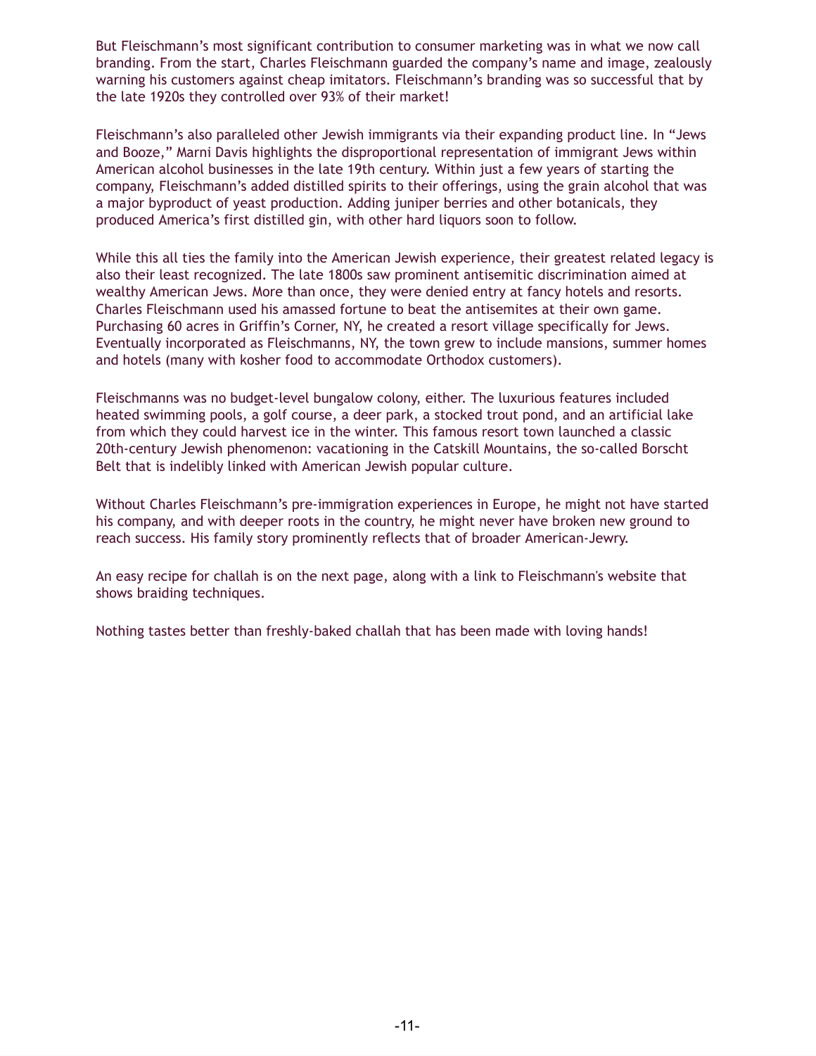But Fleischmann's most significant contribution to consumer marketing was in what we now call branding. From the start, Charles Fleischmann guarded the company's name and image, zealously warning his customers against cheap imitators. Fleischmann's branding was so successful that by the late 1920s they controlled over 93% of their market!

Fleischmann's also paralleled other Jewish immigrants via their expanding product line. In "Jews and Booze," Marni Davis highlights the disproportional representation of immigrant Jews within American alcohol businesses in the late 19th century. Within just a few years of starting the company, Fleischmann's added distilled spirits to their offerings, using the grain alcohol that was a major byproduct of yeast production. Adding juniper berries and other botanicals, they produced America's first distilled gin, with other hard liquors soon to follow.

While this all ties the family into the American Jewish experience, their greatest related legacy is also their least recognized. The late 1800s saw prominent antisemitic discrimination aimed at wealthy American Jews. More than once, they were denied entry at fancy hotels and resorts. Charles Fleischmann used his amassed fortune to beat the antisemites at their own game. Purchasing 60 acres in Griffin's Corner, NY, he created a resort village specifically for Jews. Eventually incorporated as Fleischmanns, NY, the town grew to include mansions, summer homes and hotels (many with kosher food to accommodate Orthodox customers).

Fleischmanns was no budget-level bungalow colony, either. The luxurious features included heated swimming pools, a golf course, a deer park, a stocked trout pond, and an artificial lake from which they could harvest ice in the winter. This famous resort town launched a classic 20th-century Jewish phenomenon: vacationing in the Catskill Mountains, the so-called Borscht Belt that is indelibly linked with American Jewish popular culture.

Without Charles Fleischmann's pre-immigration experiences in Europe, he might not have started his company, and with deeper roots in the country, he might never have broken new ground to reach success. His family story prominently reflects that of broader American-Jewry.

An easy recipe for challah is on the next page, along with a link to Fleischmann's website that shows braiding techniques.

Nothing tastes better than freshly-baked challah that has been made with loving hands!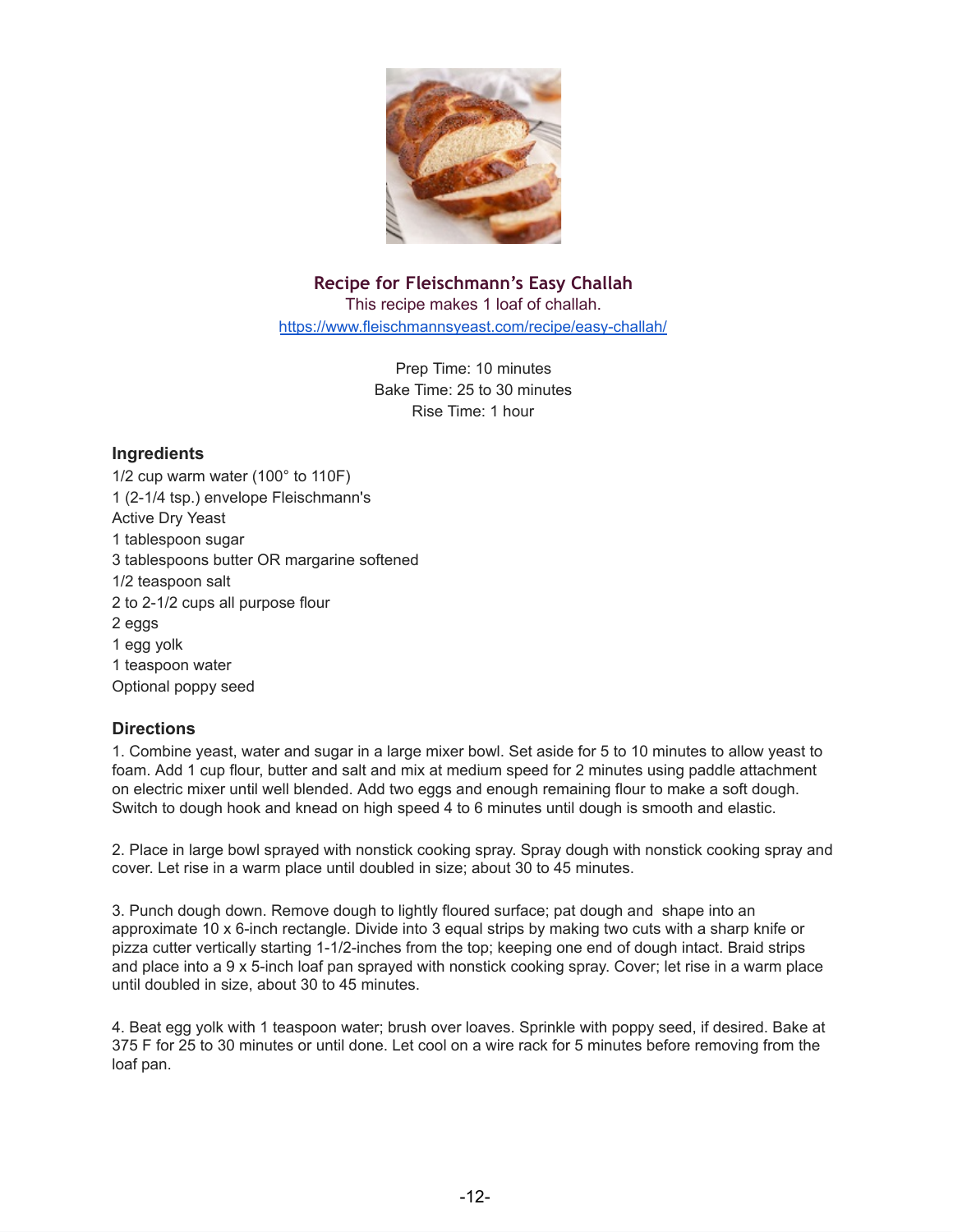## Recipe for Fleischmann's Easy Challah

This recipe makes 1 loaf of challah.

https://www.fleischmannsyeast.com/recipe/easy-challah/

Prep Time: 10 minutes
Bake Time: 25 to 30 minutes
Rise Time: 1 hour

### Ingredients

1/2 cup warm water (100° to 110F)
1 (2-1/4 tsp.) envelope Fleischmann's Active Dry Yeast
1 tablespoon sugar
3 tablespoons butter OR margarine softened
1/2 teaspoon salt
2 to 2-1/2 cups all purpose flour
2 eggs
1 egg yolk
1 teaspoon water
Optional poppy seed

### Directions

1. Combine yeast, water and sugar in a large mixer bowl. Set aside for 5 to 10 minutes to allow yeast to foam. Add 1 cup flour, butter and salt and mix at medium speed for 2 minutes using paddle attachment on electric mixer until well blended. Add two eggs and enough remaining flour to make a soft dough. Switch to dough hook and knead on high speed 4 to 6 minutes until dough is smooth and elastic.

2. Place in large bowl sprayed with nonstick cooking spray. Spray dough with nonstick cooking spray and cover. Let rise in a warm place until doubled in size; about 30 to 45 minutes.

3. Punch dough down. Remove dough to lightly floured surface; pat dough and shape into an approximate 10 x 6-inch rectangle. Divide into 3 equal strips by making two cuts with a sharp knife or pizza cutter vertically starting 1-1/2-inches from the top; keeping one end of dough intact. Braid strips and place into a 9 x 5-inch loaf pan sprayed with nonstick cooking spray. Cover; let rise in a warm place until doubled in size, about 30 to 45 minutes.

4. Beat egg yolk with 1 teaspoon water; brush over loaves. Sprinkle with poppy seed, if desired. Bake at 375 F for 25 to 30 minutes or until done. Let cool on a wire rack for 5 minutes before removing from the loaf pan.